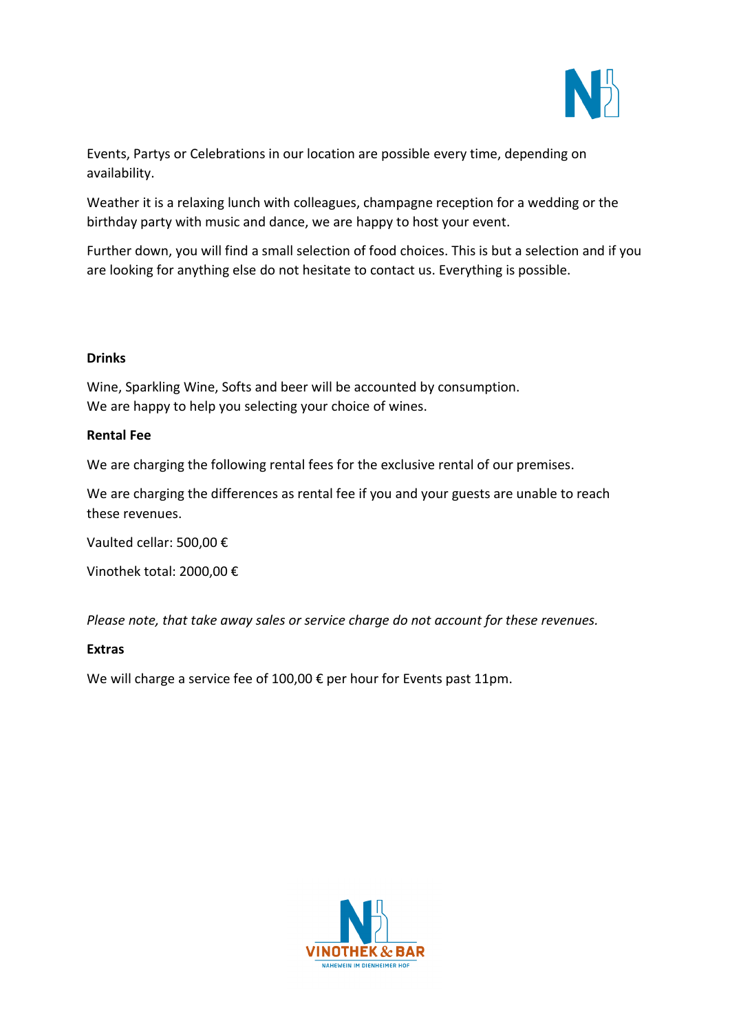Events, Partys or Celebrations in our location are possible every time, depending on availability.

Weather it is a relaxing lunch with colleagues, champagne reception for a wedding or the birthday party with music and dance, we are happy to host your event.

Further down, you will find a small selection of food choices. This is but a selection and if you are looking for anything else do not hesitate to contact us. Everything is possible.

**Drinks**

Wine, Sparkling Wine, Softs and beer will be accounted by consumption.
We are happy to help you selecting your choice of wines.

**Rental Fee**

We are charging the following rental fees for the exclusive rental of our premises.

We are charging the differences as rental fee if you and your guests are unable to reach these revenues.

Vaulted cellar: 500,00 €

Vinothek total: 2000,00 €

*Please note, that take away sales or service charge do not account for these revenues.*

**Extras**

We will charge a service fee of 100,00 € per hour for Events past 11pm.

VINOTHEK & BAR

NAHEWEIN IM DIENHEIMER HOF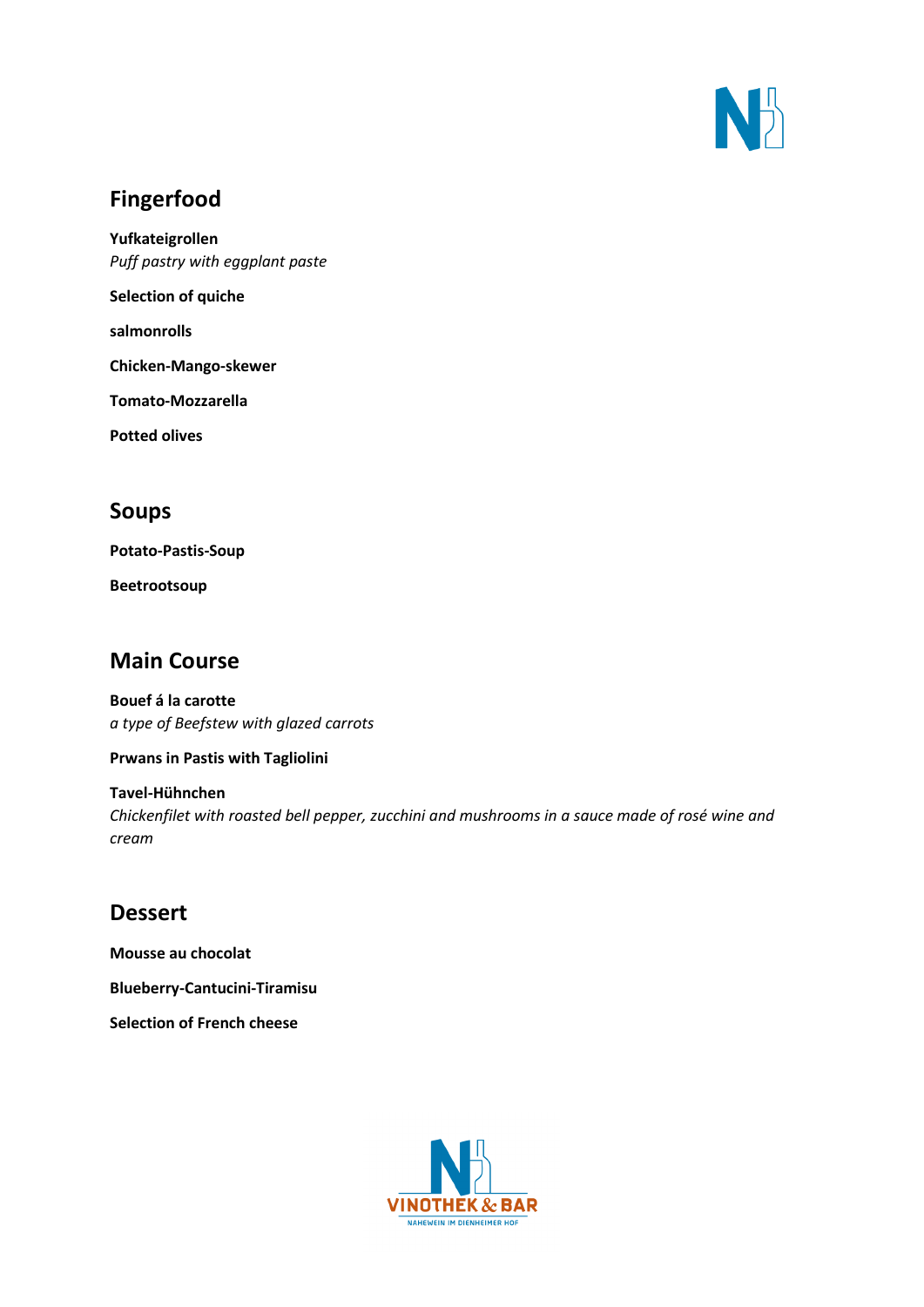## Fingerfood

**Yufkateigrollen**
*Puff pastry with eggplant paste*

**Selection of quiche**

**salmonrolls**

**Chicken-Mango-skewer**

**Tomato-Mozzarella**

**Potted olives**

## Soups

**Potato-Pastis-Soup**

**Beetrootsoup**

## Main Course

**Bouef á la carotte**
*a type of Beefstew with glazed carrots*

**Prwans in Pastis with Tagliolini**

**Tavel-Hühnchen**
*Chickenfilet with roasted bell pepper, zucchini and mushrooms in a sauce made of rosé wine and cream*

## Dessert

**Mousse au chocolat**

**Blueberry-Cantucini-Tiramisu**

**Selection of French cheese**

VINOTHEK & BAR
NAHEWEIN IM DIENHEIMER HOF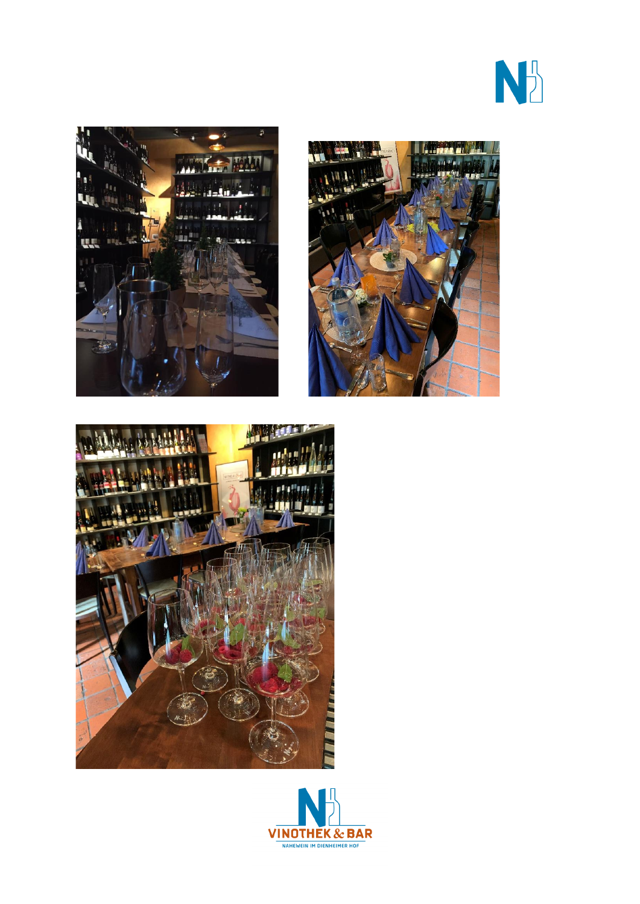VINOTHEK & BAR

NAHEWEIN IM DIENHEIMER HOF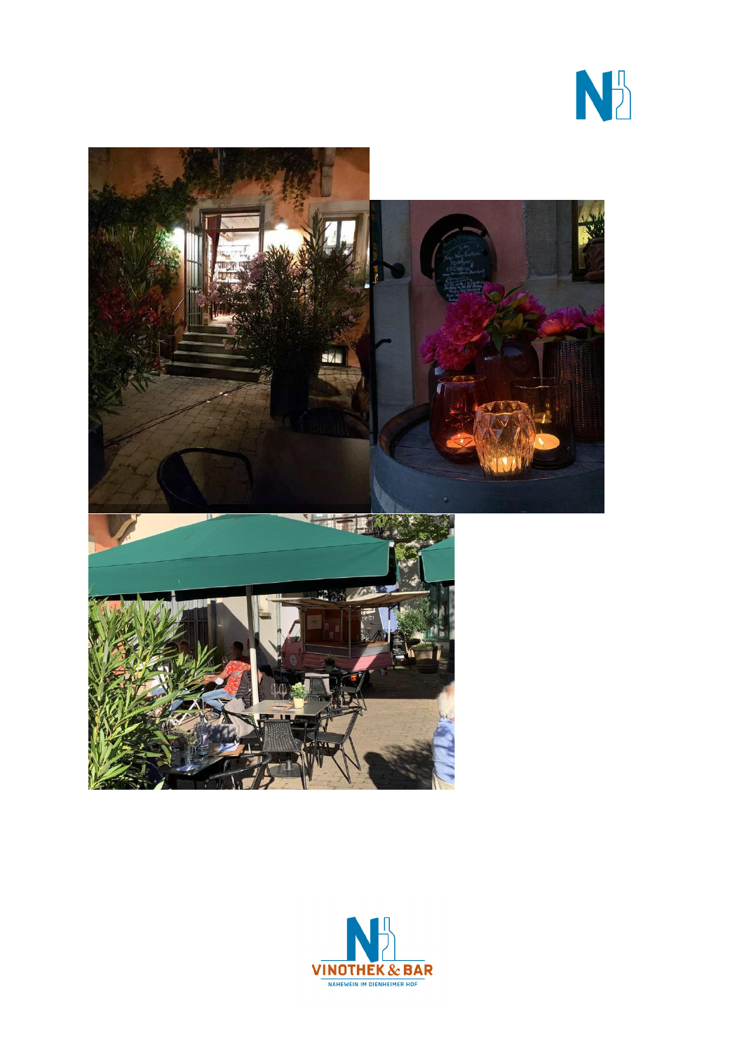VINOTHEK & BAR

NAHEWEIN IM DIENHEIMER HOF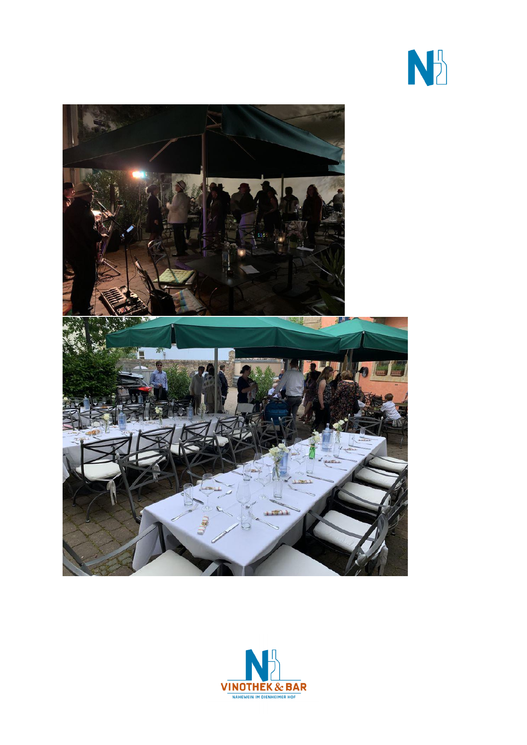VINOTHEK & BAR

NAHEWEIN IM DIENHEIMER HOF